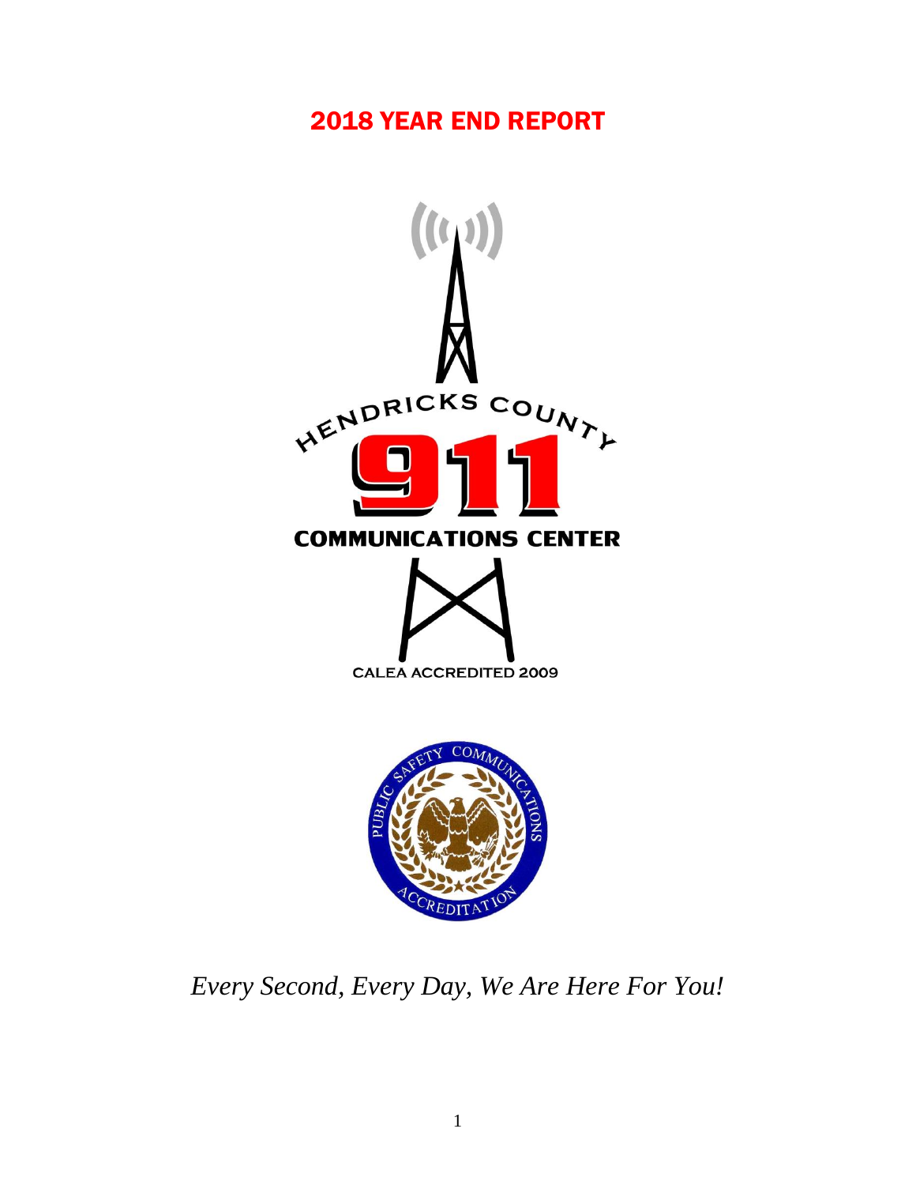# 2018 YEAR END REPORT

HENDRICKS COUNTY 911 COMMUNICATIONS CENTER

CALEA ACCREDITED 2009

PUBLIC SAFETY COMMUNICATIONS ACCREDITATION

*Every Second, Every Day, We Are Here For You!*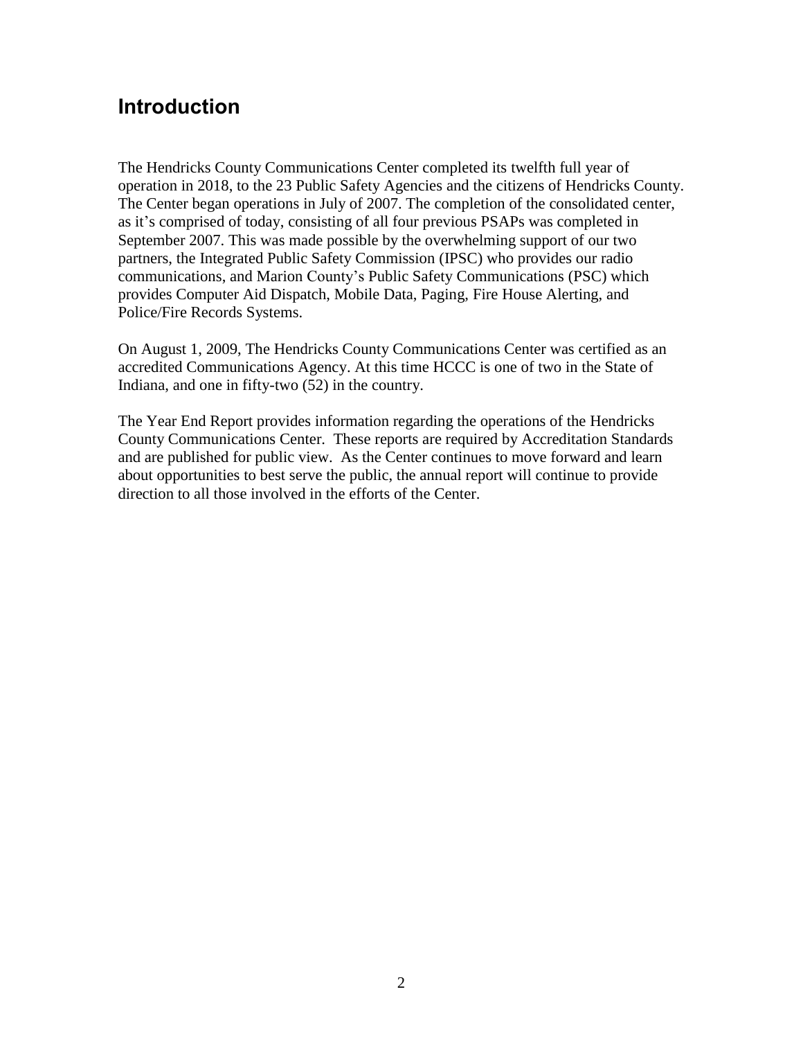# Introduction

The Hendricks County Communications Center completed its twelfth full year of operation in 2018, to the 23 Public Safety Agencies and the citizens of Hendricks County. The Center began operations in July of 2007. The completion of the consolidated center, as it's comprised of today, consisting of all four previous PSAPs was completed in September 2007. This was made possible by the overwhelming support of our two partners, the Integrated Public Safety Commission (IPSC) who provides our radio communications, and Marion County's Public Safety Communications (PSC) which provides Computer Aid Dispatch, Mobile Data, Paging, Fire House Alerting, and Police/Fire Records Systems.

On August 1, 2009, The Hendricks County Communications Center was certified as an accredited Communications Agency. At this time HCCC is one of two in the State of Indiana, and one in fifty-two (52) in the country.

The Year End Report provides information regarding the operations of the Hendricks County Communications Center. These reports are required by Accreditation Standards and are published for public view. As the Center continues to move forward and learn about opportunities to best serve the public, the annual report will continue to provide direction to all those involved in the efforts of the Center.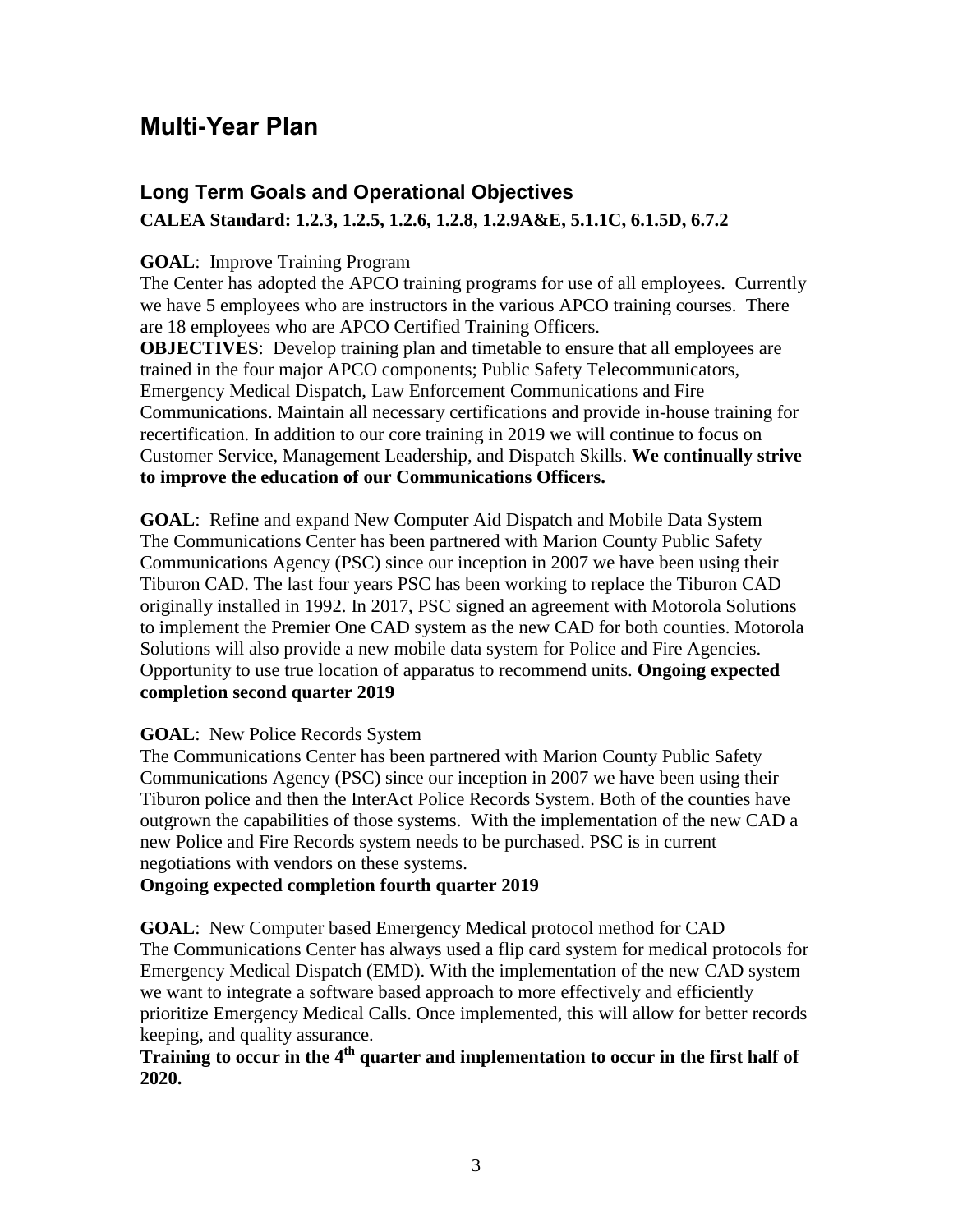# Multi-Year Plan

## Long Term Goals and Operational Objectives

**CALEA Standard: 1.2.3, 1.2.5, 1.2.6, 1.2.8, 1.2.9A&E, 5.1.1C, 6.1.5D, 6.7.2**

**GOAL**: Improve Training Program

The Center has adopted the APCO training programs for use of all employees. Currently we have 5 employees who are instructors in the various APCO training courses. There are 18 employees who are APCO Certified Training Officers.

**OBJECTIVES**: Develop training plan and timetable to ensure that all employees are trained in the four major APCO components; Public Safety Telecommunicators, Emergency Medical Dispatch, Law Enforcement Communications and Fire Communications. Maintain all necessary certifications and provide in-house training for recertification. In addition to our core training in 2019 we will continue to focus on Customer Service, Management Leadership, and Dispatch Skills. **We continually strive to improve the education of our Communications Officers.**

**GOAL**: Refine and expand New Computer Aid Dispatch and Mobile Data System

The Communications Center has been partnered with Marion County Public Safety Communications Agency (PSC) since our inception in 2007 we have been using their Tiburon CAD. The last four years PSC has been working to replace the Tiburon CAD originally installed in 1992. In 2017, PSC signed an agreement with Motorola Solutions to implement the Premier One CAD system as the new CAD for both counties. Motorola Solutions will also provide a new mobile data system for Police and Fire Agencies. Opportunity to use true location of apparatus to recommend units. **Ongoing expected completion second quarter 2019**

**GOAL**: New Police Records System

The Communications Center has been partnered with Marion County Public Safety Communications Agency (PSC) since our inception in 2007 we have been using their Tiburon police and then the InterAct Police Records System. Both of the counties have outgrown the capabilities of those systems. With the implementation of the new CAD a new Police and Fire Records system needs to be purchased. PSC is in current negotiations with vendors on these systems.

**Ongoing expected completion fourth quarter 2019**

**GOAL**: New Computer based Emergency Medical protocol method for CAD

The Communications Center has always used a flip card system for medical protocols for Emergency Medical Dispatch (EMD). With the implementation of the new CAD system we want to integrate a software based approach to more effectively and efficiently prioritize Emergency Medical Calls. Once implemented, this will allow for better records keeping, and quality assurance.

**Training to occur in the 4th quarter and implementation to occur in the first half of 2020.**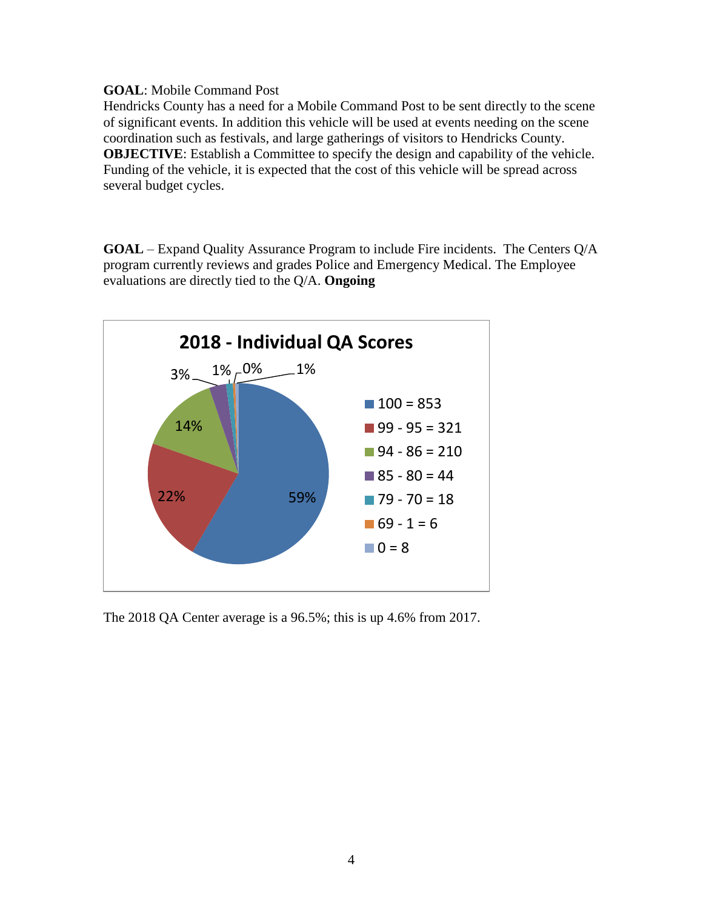**GOAL**: Mobile Command Post

Hendricks County has a need for a Mobile Command Post to be sent directly to the scene of significant events. In addition this vehicle will be used at events needing on the scene coordination such as festivals, and large gatherings of visitors to Hendricks County.

**OBJECTIVE**: Establish a Committee to specify the design and capability of the vehicle. Funding of the vehicle, it is expected that the cost of this vehicle will be spread across several budget cycles.

**GOAL** – Expand Quality Assurance Program to include Fire incidents. The Centers Q/A program currently reviews and grades Police and Emergency Medical. The Employee evaluations are directly tied to the Q/A. **Ongoing**

**2018 - Individual QA Scores**

| Score Range | Count | Percent |
|---|---|---|
| 100 | 853 | 59% |
| 99 - 95 | 321 | 22% |
| 94 - 86 | 210 | 14% |
| 85 - 80 | 44 | 3% |
| 79 - 70 | 18 | 1% |
| 69 - 1 | 6 | 0% |
| 0 | 8 | 1% |

The 2018 QA Center average is a 96.5%; this is up 4.6% from 2017.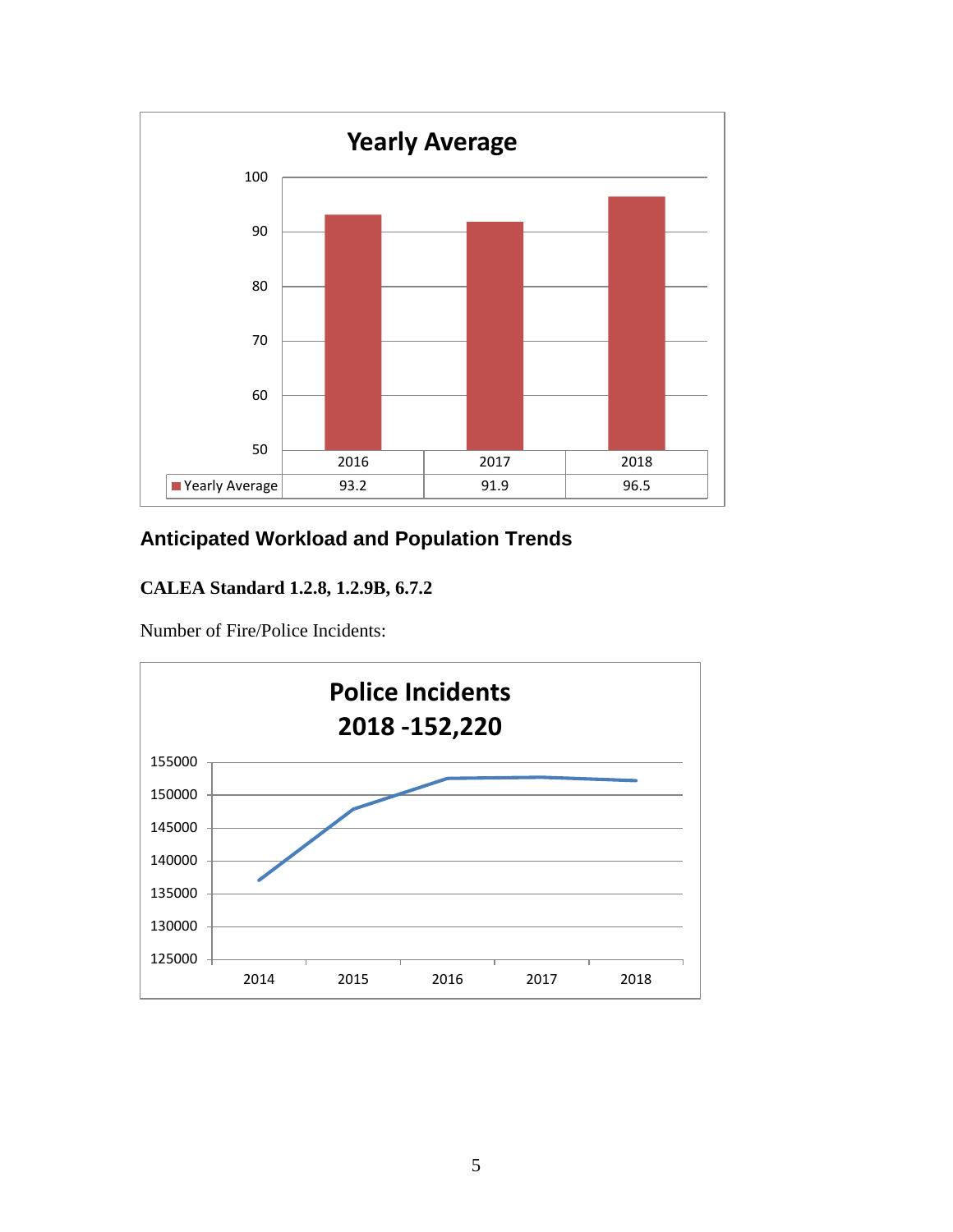**Yearly Average**

| | 2016 | 2017 | 2018 |
|---|---|---|---|
| Yearly Average | 93.2 | 91.9 | 96.5 |

## Anticipated Workload and Population Trends

**CALEA Standard 1.2.8, 1.2.9B, 6.7.2**

Number of Fire/Police Incidents:

**Police Incidents**
**2018 -152,220**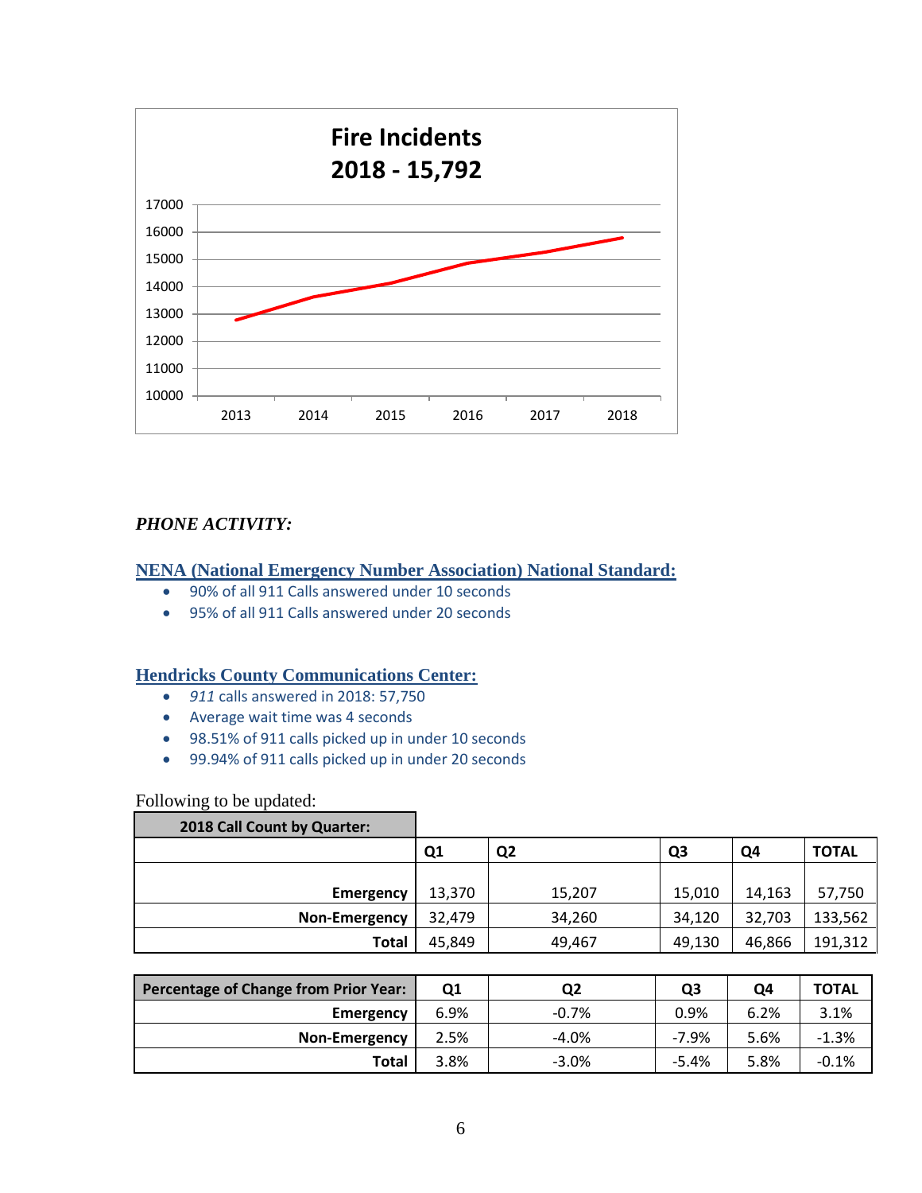**Fire Incidents**
**2018 - 15,792**

*PHONE ACTIVITY:*

**NENA (National Emergency Number Association) National Standard:**

- 90% of all 911 Calls answered under 10 seconds
- 95% of all 911 Calls answered under 20 seconds

**Hendricks County Communications Center:**

- *911* calls answered in 2018: 57,750
- Average wait time was 4 seconds
- 98.51% of 911 calls picked up in under 10 seconds
- 99.94% of 911 calls picked up in under 20 seconds

Following to be updated:

| 2018 Call Count by Quarter: | Q1 | Q2 | Q3 | Q4 | TOTAL |
|---|---|---|---|---|---|
| Emergency | 13,370 | 15,207 | 15,010 | 14,163 | 57,750 |
| Non-Emergency | 32,479 | 34,260 | 34,120 | 32,703 | 133,562 |
| Total | 45,849 | 49,467 | 49,130 | 46,866 | 191,312 |

| Percentage of Change from Prior Year: | Q1 | Q2 | Q3 | Q4 | TOTAL |
|---|---|---|---|---|---|
| Emergency | 6.9% | -0.7% | 0.9% | 6.2% | 3.1% |
| Non-Emergency | 2.5% | -4.0% | -7.9% | 5.6% | -1.3% |
| Total | 3.8% | -3.0% | -5.4% | 5.8% | -0.1% |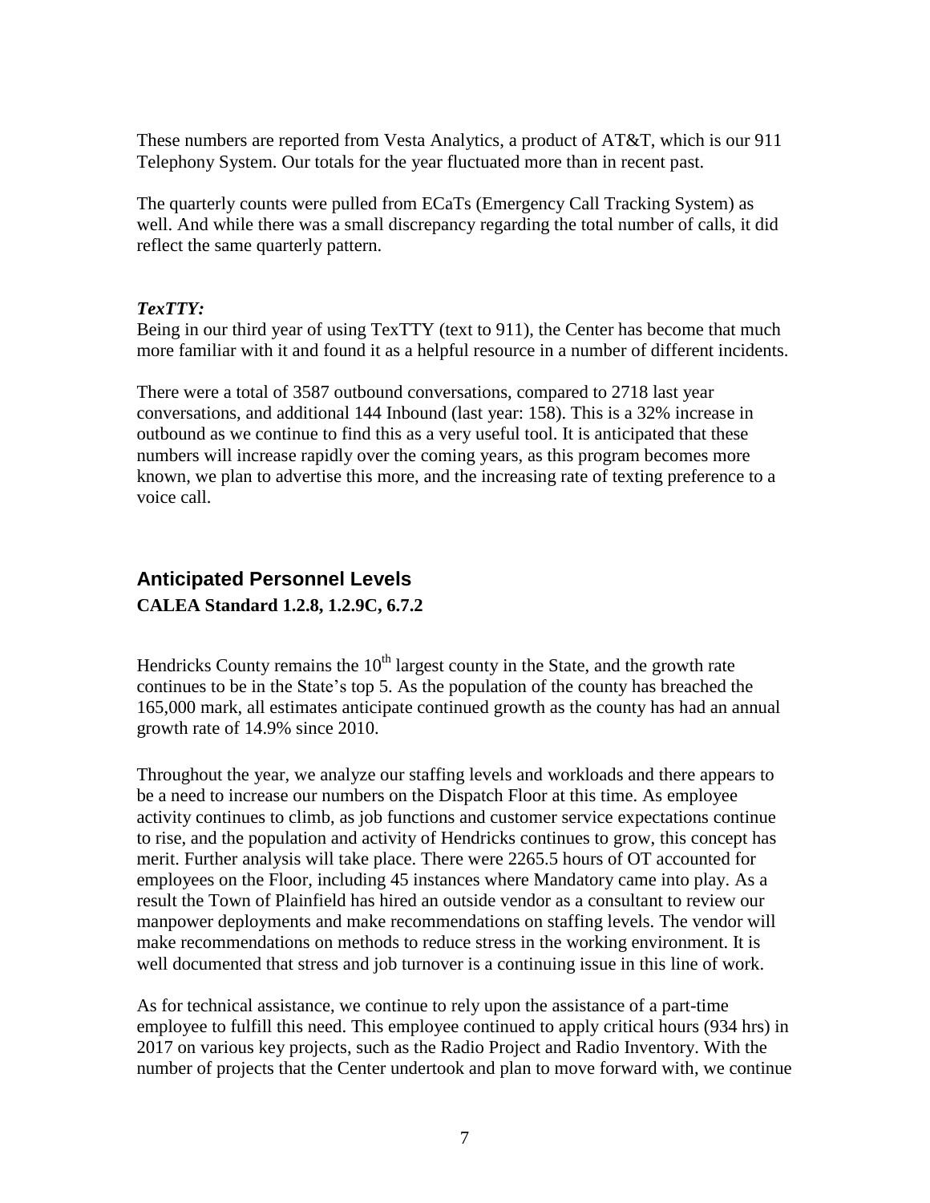These numbers are reported from Vesta Analytics, a product of AT&T, which is our 911 Telephony System. Our totals for the year fluctuated more than in recent past.

The quarterly counts were pulled from ECaTs (Emergency Call Tracking System) as well. And while there was a small discrepancy regarding the total number of calls, it did reflect the same quarterly pattern.

***TexTTY:***

Being in our third year of using TexTTY (text to 911), the Center has become that much more familiar with it and found it as a helpful resource in a number of different incidents.

There were a total of 3587 outbound conversations, compared to 2718 last year conversations, and additional 144 Inbound (last year: 158). This is a 32% increase in outbound as we continue to find this as a very useful tool. It is anticipated that these numbers will increase rapidly over the coming years, as this program becomes more known, we plan to advertise this more, and the increasing rate of texting preference to a voice call.

## Anticipated Personnel Levels

**CALEA Standard 1.2.8, 1.2.9C, 6.7.2**

Hendricks County remains the 10th largest county in the State, and the growth rate continues to be in the State's top 5. As the population of the county has breached the 165,000 mark, all estimates anticipate continued growth as the county has had an annual growth rate of 14.9% since 2010.

Throughout the year, we analyze our staffing levels and workloads and there appears to be a need to increase our numbers on the Dispatch Floor at this time. As employee activity continues to climb, as job functions and customer service expectations continue to rise, and the population and activity of Hendricks continues to grow, this concept has merit. Further analysis will take place. There were 2265.5 hours of OT accounted for employees on the Floor, including 45 instances where Mandatory came into play. As a result the Town of Plainfield has hired an outside vendor as a consultant to review our manpower deployments and make recommendations on staffing levels. The vendor will make recommendations on methods to reduce stress in the working environment. It is well documented that stress and job turnover is a continuing issue in this line of work.

As for technical assistance, we continue to rely upon the assistance of a part-time employee to fulfill this need. This employee continued to apply critical hours (934 hrs) in 2017 on various key projects, such as the Radio Project and Radio Inventory. With the number of projects that the Center undertook and plan to move forward with, we continue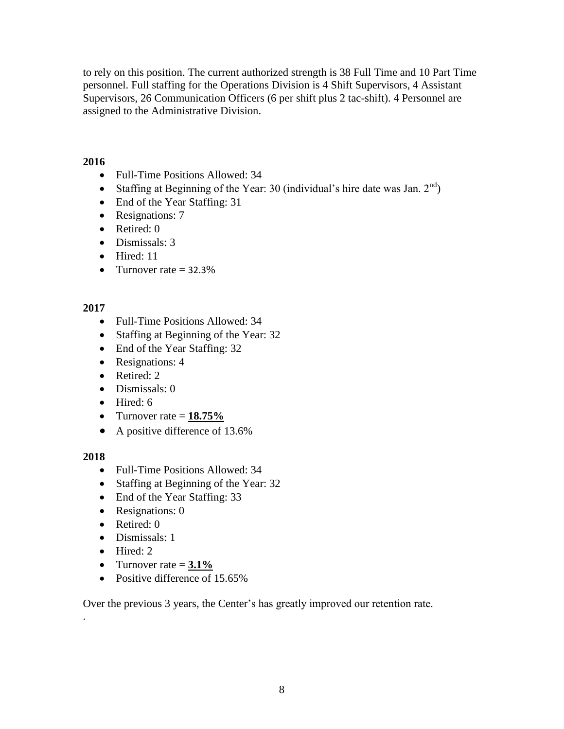to rely on this position. The current authorized strength is 38 Full Time and 10 Part Time personnel. Full staffing for the Operations Division is 4 Shift Supervisors, 4 Assistant Supervisors, 26 Communication Officers (6 per shift plus 2 tac-shift). 4 Personnel are assigned to the Administrative Division.

**2016**

- Full-Time Positions Allowed: 34
- Staffing at Beginning of the Year: 30 (individual's hire date was Jan. 2nd)
- End of the Year Staffing: 31
- Resignations: 7
- Retired: 0
- Dismissals: 3
- Hired: 11
- Turnover rate = 32.3%

**2017**

- Full-Time Positions Allowed: 34
- Staffing at Beginning of the Year: 32
- End of the Year Staffing: 32
- Resignations: 4
- Retired: 2
- Dismissals: 0
- Hired: 6
- Turnover rate = **18.75%**
- A positive difference of 13.6%

**2018**

- Full-Time Positions Allowed: 34
- Staffing at Beginning of the Year: 32
- End of the Year Staffing: 33
- Resignations: 0
- Retired: 0
- Dismissals: 1
- Hired: 2
- Turnover rate = **3.1%**
- Positive difference of 15.65%

Over the previous 3 years, the Center's has greatly improved our retention rate.

.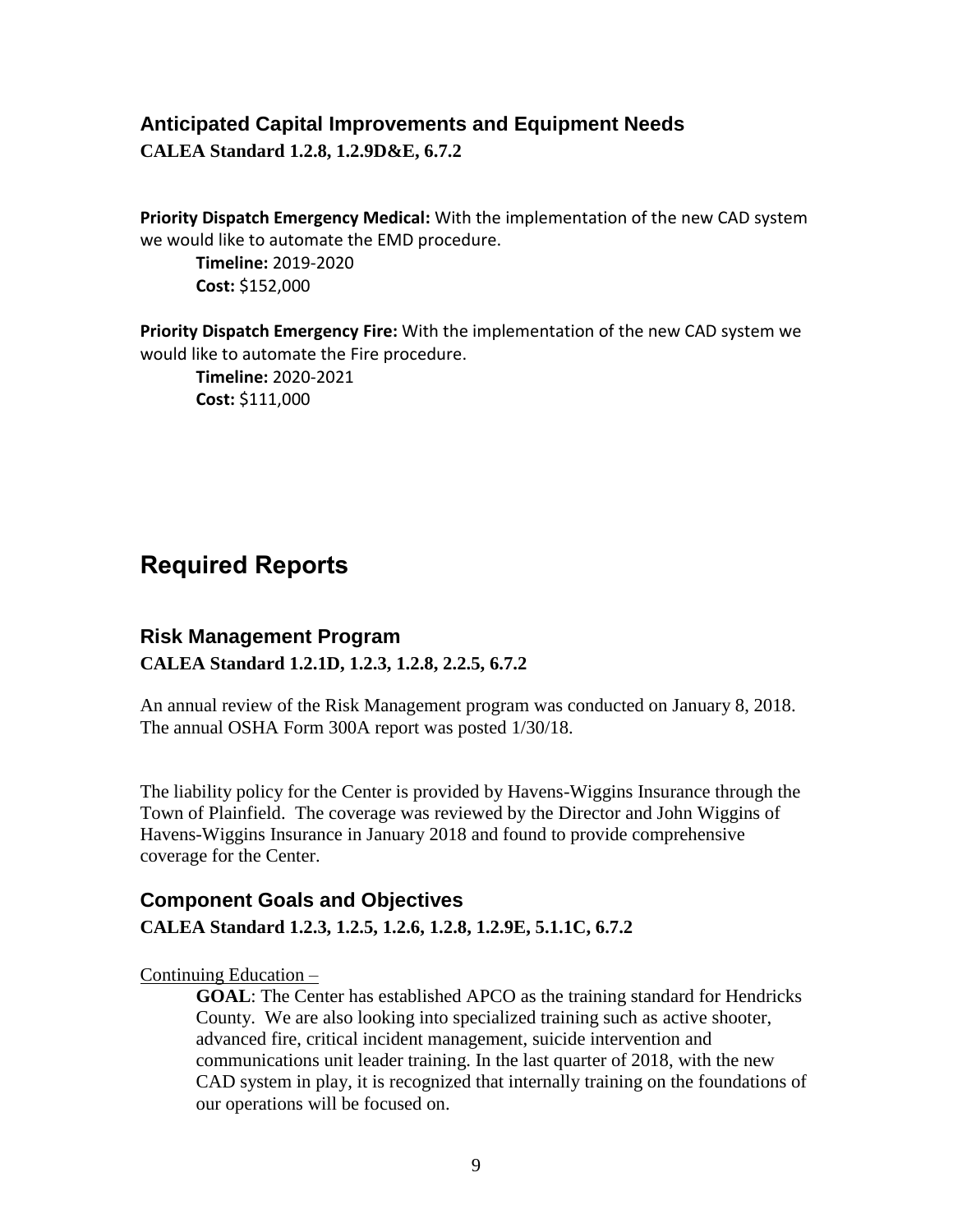### Anticipated Capital Improvements and Equipment Needs

**CALEA Standard 1.2.8, 1.2.9D&E, 6.7.2**

**Priority Dispatch Emergency Medical:** With the implementation of the new CAD system we would like to automate the EMD procedure.

**Timeline:** 2019-2020
**Cost:** $152,000

**Priority Dispatch Emergency Fire:** With the implementation of the new CAD system we would like to automate the Fire procedure.

**Timeline:** 2020-2021
**Cost:** $111,000

## Required Reports

### Risk Management Program

**CALEA Standard 1.2.1D, 1.2.3, 1.2.8, 2.2.5, 6.7.2**

An annual review of the Risk Management program was conducted on January 8, 2018. The annual OSHA Form 300A report was posted 1/30/18.

The liability policy for the Center is provided by Havens-Wiggins Insurance through the Town of Plainfield. The coverage was reviewed by the Director and John Wiggins of Havens-Wiggins Insurance in January 2018 and found to provide comprehensive coverage for the Center.

### Component Goals and Objectives

**CALEA Standard 1.2.3, 1.2.5, 1.2.6, 1.2.8, 1.2.9E, 5.1.1C, 6.7.2**

Continuing Education –

**GOAL**: The Center has established APCO as the training standard for Hendricks County. We are also looking into specialized training such as active shooter, advanced fire, critical incident management, suicide intervention and communications unit leader training. In the last quarter of 2018, with the new CAD system in play, it is recognized that internally training on the foundations of our operations will be focused on.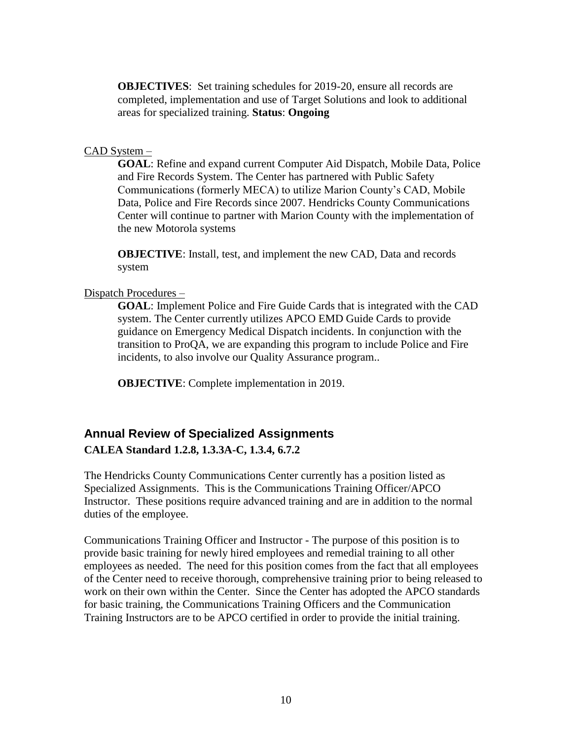**OBJECTIVES**: Set training schedules for 2019-20, ensure all records are completed, implementation and use of Target Solutions and look to additional areas for specialized training. **Status**: **Ongoing**

CAD System –

**GOAL**: Refine and expand current Computer Aid Dispatch, Mobile Data, Police and Fire Records System. The Center has partnered with Public Safety Communications (formerly MECA) to utilize Marion County's CAD, Mobile Data, Police and Fire Records since 2007. Hendricks County Communications Center will continue to partner with Marion County with the implementation of the new Motorola systems

**OBJECTIVE**: Install, test, and implement the new CAD, Data and records system

Dispatch Procedures –

**GOAL**: Implement Police and Fire Guide Cards that is integrated with the CAD system. The Center currently utilizes APCO EMD Guide Cards to provide guidance on Emergency Medical Dispatch incidents. In conjunction with the transition to ProQA, we are expanding this program to include Police and Fire incidents, to also involve our Quality Assurance program..

**OBJECTIVE**: Complete implementation in 2019.

## Annual Review of Specialized Assignments

**CALEA Standard 1.2.8, 1.3.3A-C, 1.3.4, 6.7.2**

The Hendricks County Communications Center currently has a position listed as Specialized Assignments. This is the Communications Training Officer/APCO Instructor. These positions require advanced training and are in addition to the normal duties of the employee.

Communications Training Officer and Instructor - The purpose of this position is to provide basic training for newly hired employees and remedial training to all other employees as needed. The need for this position comes from the fact that all employees of the Center need to receive thorough, comprehensive training prior to being released to work on their own within the Center. Since the Center has adopted the APCO standards for basic training, the Communications Training Officers and the Communication Training Instructors are to be APCO certified in order to provide the initial training.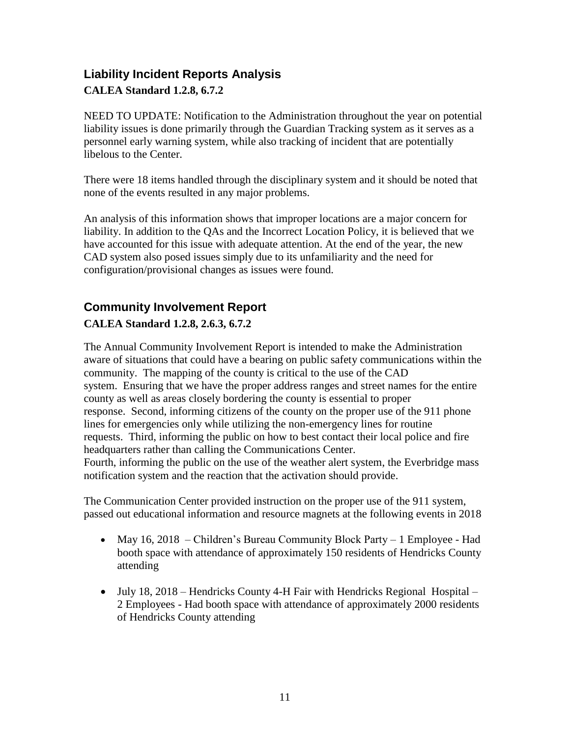## Liability Incident Reports Analysis

**CALEA Standard 1.2.8, 6.7.2**

NEED TO UPDATE: Notification to the Administration throughout the year on potential liability issues is done primarily through the Guardian Tracking system as it serves as a personnel early warning system, while also tracking of incident that are potentially libelous to the Center.

There were 18 items handled through the disciplinary system and it should be noted that none of the events resulted in any major problems.

An analysis of this information shows that improper locations are a major concern for liability. In addition to the QAs and the Incorrect Location Policy, it is believed that we have accounted for this issue with adequate attention. At the end of the year, the new CAD system also posed issues simply due to its unfamiliarity and the need for configuration/provisional changes as issues were found.

## Community Involvement Report

**CALEA Standard 1.2.8, 2.6.3, 6.7.2**

The Annual Community Involvement Report is intended to make the Administration aware of situations that could have a bearing on public safety communications within the community. The mapping of the county is critical to the use of the CAD system. Ensuring that we have the proper address ranges and street names for the entire county as well as areas closely bordering the county is essential to proper response. Second, informing citizens of the county on the proper use of the 911 phone lines for emergencies only while utilizing the non-emergency lines for routine requests. Third, informing the public on how to best contact their local police and fire headquarters rather than calling the Communications Center.
Fourth, informing the public on the use of the weather alert system, the Everbridge mass notification system and the reaction that the activation should provide.

The Communication Center provided instruction on the proper use of the 911 system, passed out educational information and resource magnets at the following events in 2018

- May 16, 2018 – Children's Bureau Community Block Party – 1 Employee - Had booth space with attendance of approximately 150 residents of Hendricks County attending
- July 18, 2018 – Hendricks County 4-H Fair with Hendricks Regional Hospital – 2 Employees - Had booth space with attendance of approximately 2000 residents of Hendricks County attending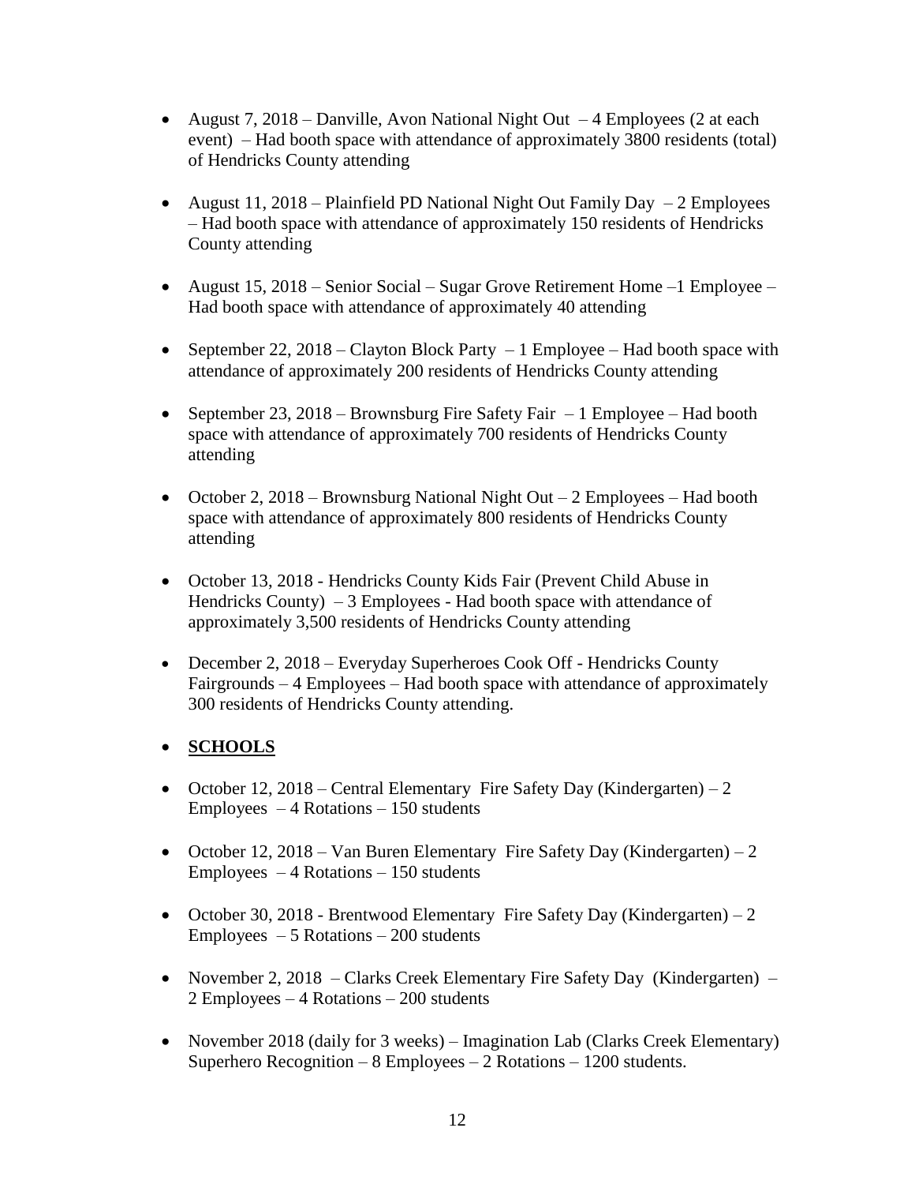- August 7, 2018 – Danville, Avon National Night Out – 4 Employees (2 at each event) – Had booth space with attendance of approximately 3800 residents (total) of Hendricks County attending

- August 11, 2018 – Plainfield PD National Night Out Family Day – 2 Employees – Had booth space with attendance of approximately 150 residents of Hendricks County attending

- August 15, 2018 – Senior Social – Sugar Grove Retirement Home –1 Employee – Had booth space with attendance of approximately 40 attending

- September 22, 2018 – Clayton Block Party – 1 Employee – Had booth space with attendance of approximately 200 residents of Hendricks County attending

- September 23, 2018 – Brownsburg Fire Safety Fair – 1 Employee – Had booth space with attendance of approximately 700 residents of Hendricks County attending

- October 2, 2018 – Brownsburg National Night Out – 2 Employees – Had booth space with attendance of approximately 800 residents of Hendricks County attending

- October 13, 2018 - Hendricks County Kids Fair (Prevent Child Abuse in Hendricks County) – 3 Employees - Had booth space with attendance of approximately 3,500 residents of Hendricks County attending

- December 2, 2018 – Everyday Superheroes Cook Off - Hendricks County Fairgrounds – 4 Employees – Had booth space with attendance of approximately 300 residents of Hendricks County attending.

- **SCHOOLS**

- October 12, 2018 – Central Elementary Fire Safety Day (Kindergarten) – 2 Employees – 4 Rotations – 150 students

- October 12, 2018 – Van Buren Elementary Fire Safety Day (Kindergarten) – 2 Employees – 4 Rotations – 150 students

- October 30, 2018 - Brentwood Elementary Fire Safety Day (Kindergarten) – 2 Employees – 5 Rotations – 200 students

- November 2, 2018 – Clarks Creek Elementary Fire Safety Day (Kindergarten) – 2 Employees – 4 Rotations – 200 students

- November 2018 (daily for 3 weeks) – Imagination Lab (Clarks Creek Elementary) Superhero Recognition – 8 Employees – 2 Rotations – 1200 students.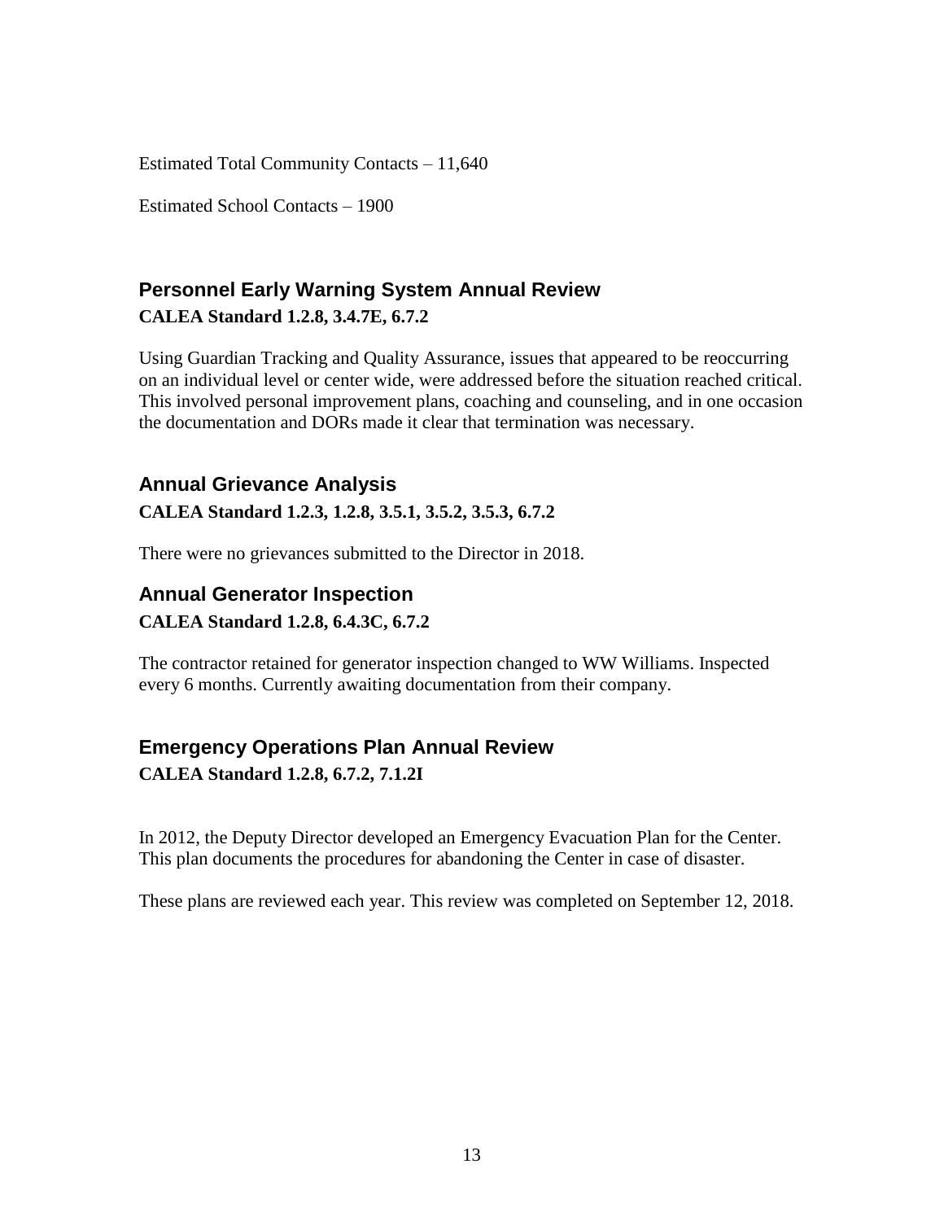Estimated Total Community Contacts – 11,640

Estimated School Contacts – 1900

## Personnel Early Warning System Annual Review

**CALEA Standard 1.2.8, 3.4.7E, 6.7.2**

Using Guardian Tracking and Quality Assurance, issues that appeared to be reoccurring on an individual level or center wide, were addressed before the situation reached critical. This involved personal improvement plans, coaching and counseling, and in one occasion the documentation and DORs made it clear that termination was necessary.

## Annual Grievance Analysis

**CALEA Standard 1.2.3, 1.2.8, 3.5.1, 3.5.2, 3.5.3, 6.7.2**

There were no grievances submitted to the Director in 2018.

## Annual Generator Inspection

**CALEA Standard 1.2.8, 6.4.3C, 6.7.2**

The contractor retained for generator inspection changed to WW Williams. Inspected every 6 months. Currently awaiting documentation from their company.

## Emergency Operations Plan Annual Review

**CALEA Standard 1.2.8, 6.7.2, 7.1.2I**

In 2012, the Deputy Director developed an Emergency Evacuation Plan for the Center. This plan documents the procedures for abandoning the Center in case of disaster.

These plans are reviewed each year. This review was completed on September 12, 2018.